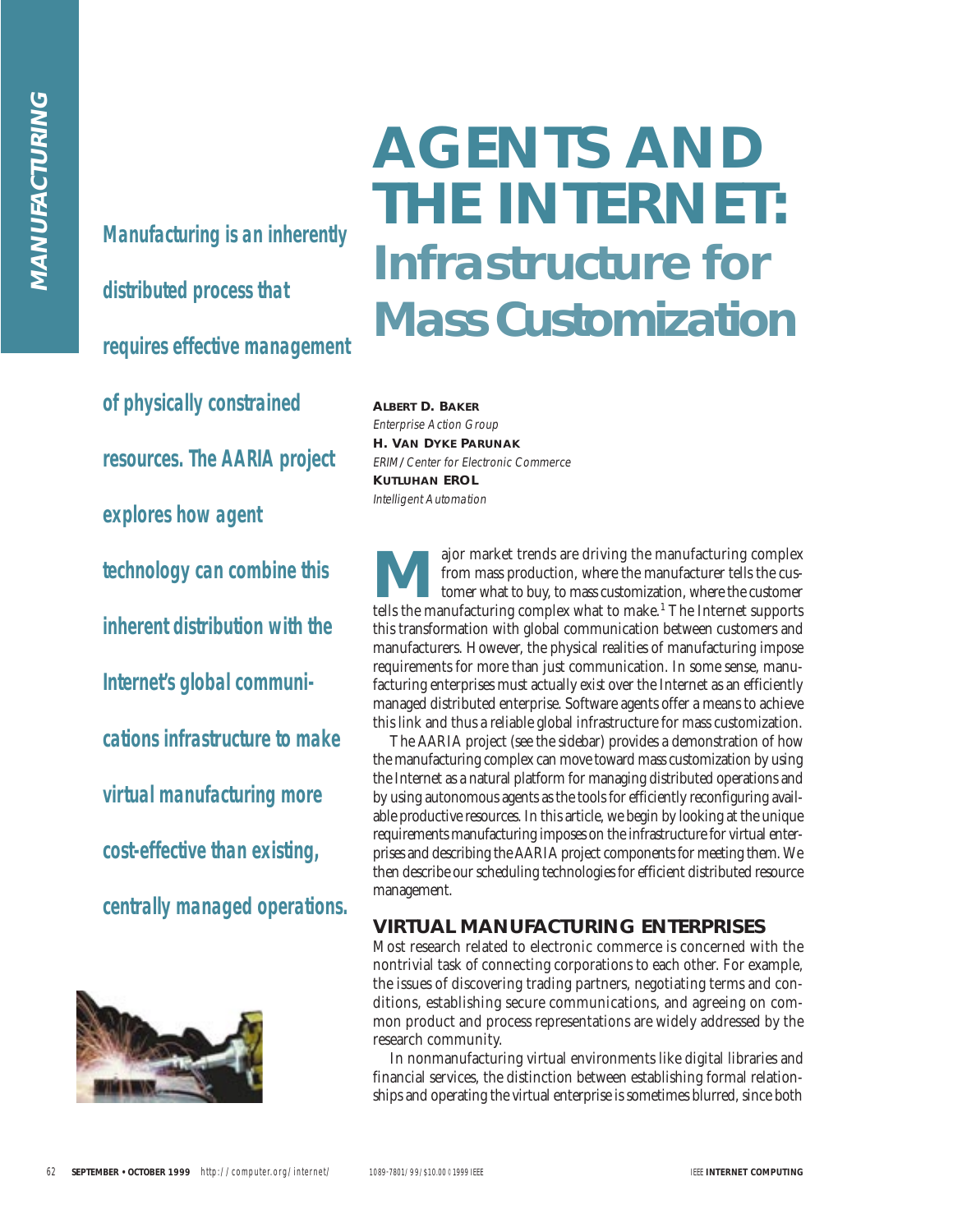# AGENTS AND THE INTERNET: Infrastructure for Mass Customization

*Manufacturing is an inherently distributed process that requires effective management of physically constrained resources. The AARIA project explores how agent technology can combine this inherent distribution with the Internet's global communications infrastructure to make virtual manufacturing more cost-effective than existing, centrally managed operations.*

**ALBERT D. BAKER**
*Enterprise Action Group*

**H. VAN DYKE PARUNAK**
*ERIM/Center for Electronic Commerce*

**KUTLUHAN EROL**
*Intelligent Automation*

Major market trends are driving the manufacturing complex from mass production, where the manufacturer tells the customer what to buy, to mass customization, where the customer tells the manufacturing complex what to make.[1] The Internet supports this transformation with global communication between customers and manufacturers. However, the physical realities of manufacturing impose requirements for more than just communication. In some sense, manufacturing enterprises must actually exist over the Internet as an efficiently managed distributed enterprise. Software agents offer a means to achieve this link and thus a reliable global infrastructure for mass customization.

The AARIA project (see the sidebar) provides a demonstration of how the manufacturing complex can move toward mass customization by using the Internet as a natural platform for managing distributed operations and by using autonomous agents as the tools for efficiently reconfiguring available productive resources. In this article, we begin by looking at the unique requirements manufacturing imposes on the infrastructure for virtual enterprises and describing the AARIA project components for meeting them. We then describe our scheduling technologies for efficient distributed resource management.

## VIRTUAL MANUFACTURING ENTERPRISES

Most research related to electronic commerce is concerned with the nontrivial task of connecting corporations to each other. For example, the issues of discovering trading partners, negotiating terms and conditions, establishing secure communications, and agreeing on common product and process representations are widely addressed by the research community.

In nonmanufacturing virtual environments like digital libraries and financial services, the distinction between establishing formal relationships and operating the virtual enterprise is sometimes blurred, since both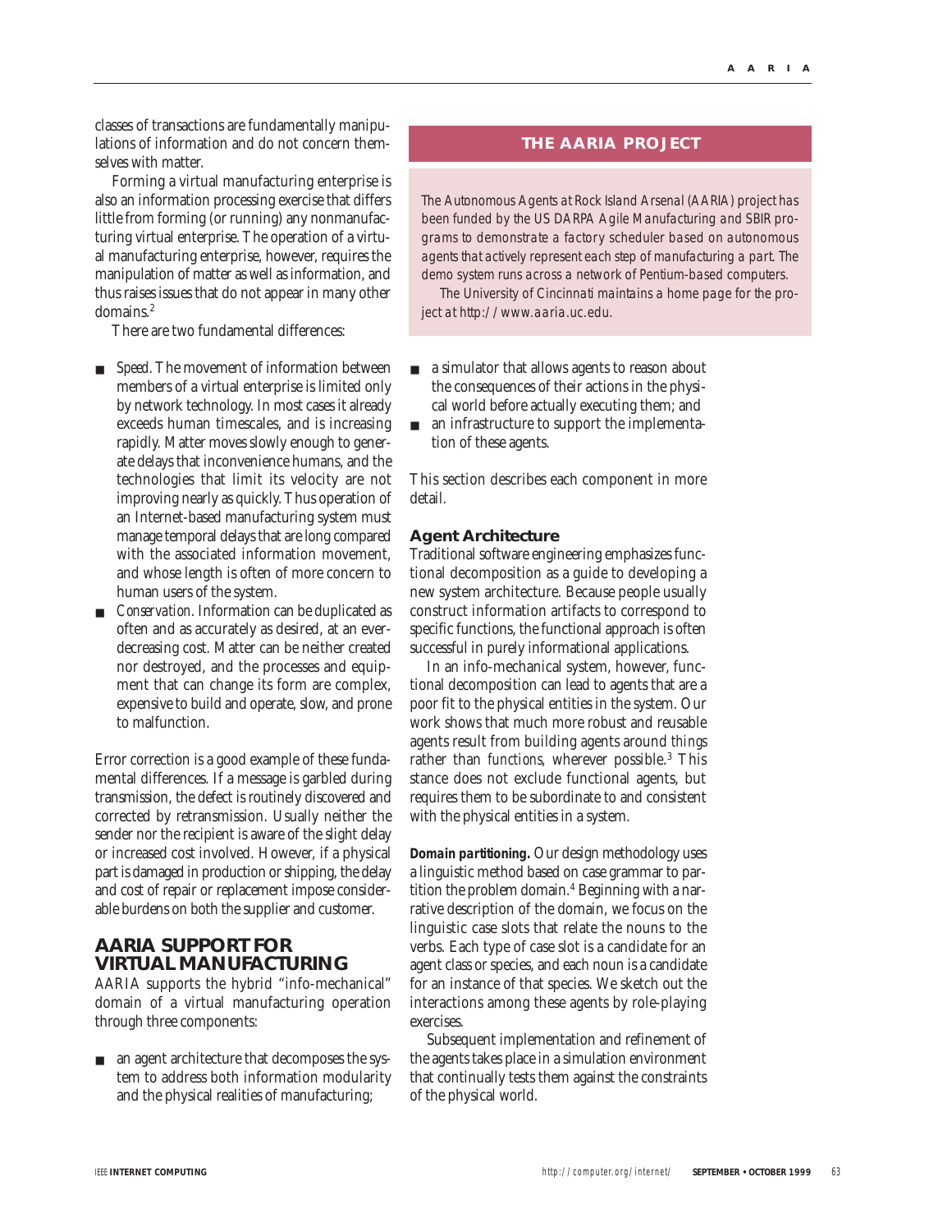classes of transactions are fundamentally manipulations of information and do not concern themselves with matter.

Forming a virtual manufacturing enterprise is also an information processing exercise that differs little from forming (or running) any nonmanufacturing virtual enterprise. The operation of a virtual manufacturing enterprise, however, requires the manipulation of matter as well as information, and thus raises issues that do not appear in many other domains.[2]

There are two fundamental differences:

- *Speed*. The movement of information between members of a virtual enterprise is limited only by network technology. In most cases it already exceeds human timescales, and is increasing rapidly. Matter moves slowly enough to generate delays that inconvenience humans, and the technologies that limit its velocity are not improving nearly as quickly. Thus operation of an Internet-based manufacturing system must manage temporal delays that are long compared with the associated information movement, and whose length is often of more concern to human users of the system.
- *Conservation*. Information can be duplicated as often and as accurately as desired, at an ever-decreasing cost. Matter can be neither created nor destroyed, and the processes and equipment that can change its form are complex, expensive to build and operate, slow, and prone to malfunction.

Error correction is a good example of these fundamental differences. If a message is garbled during transmission, the defect is routinely discovered and corrected by retransmission. Usually neither the sender nor the recipient is aware of the slight delay or increased cost involved. However, if a physical part is damaged in production or shipping, the delay and cost of repair or replacement impose considerable burdens on both the supplier and customer.

## AARIA SUPPORT FOR VIRTUAL MANUFACTURING

AARIA supports the hybrid "info-mechanical" domain of a virtual manufacturing operation through three components:

- an agent architecture that decomposes the system to address both information modularity and the physical realities of manufacturing;
- a simulator that allows agents to reason about the consequences of their actions in the physical world before actually executing them; and
- an infrastructure to support the implementation of these agents.

This section describes each component in more detail.

> **THE AARIA PROJECT**
>
> *The Autonomous Agents at Rock Island Arsenal (AARIA) project has been funded by the US DARPA Agile Manufacturing and SBIR programs to demonstrate a factory scheduler based on autonomous agents that actively represent each step of manufacturing a part. The demo system runs across a network of Pentium-based computers.*
>
> *The University of Cincinnati maintains a home page for the project at http://www.aaria.uc.edu.*

### Agent Architecture

Traditional software engineering emphasizes functional decomposition as a guide to developing a new system architecture. Because people usually construct information artifacts to correspond to specific functions, the functional approach is often successful in purely informational applications.

In an info-mechanical system, however, functional decomposition can lead to agents that are a poor fit to the physical entities in the system. Our work shows that much more robust and reusable agents result from building agents around *things* rather than *functions*, wherever possible.[3] This stance does not exclude functional agents, but requires them to be subordinate to and consistent with the physical entities in a system.

**Domain partitioning.** Our design methodology uses a linguistic method based on case grammar to partition the problem domain.[4] Beginning with a narrative description of the domain, we focus on the linguistic case slots that relate the nouns to the verbs. Each type of case slot is a candidate for an agent class or species, and each noun is a candidate for an instance of that species. We sketch out the interactions among these agents by role-playing exercises.

Subsequent implementation and refinement of the agents takes place in a simulation environment that continually tests them against the constraints of the physical world.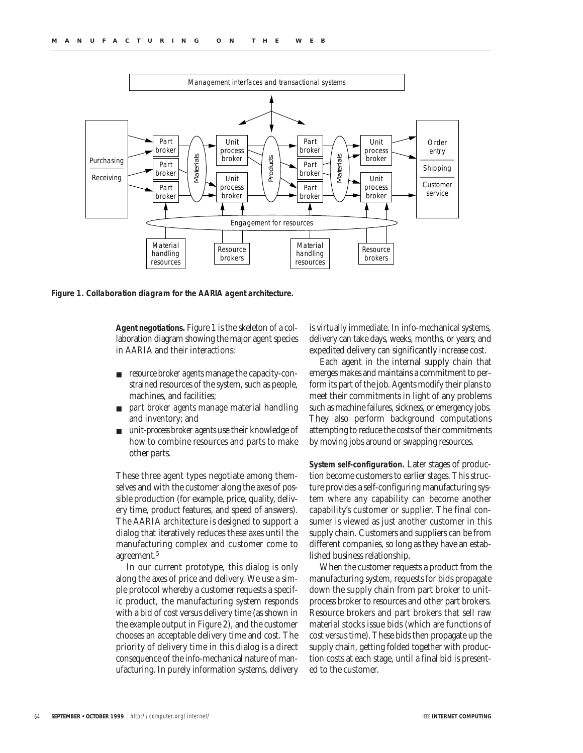Management interfaces and transactional systems

Purchasing
Receiving

Part broker
Part broker
Part broker

Materials

Unit process broker
Unit process broker

Products

Part broker
Part broker
Part broker

Materials

Unit process broker
Unit process broker

Order entry
Shipping
Customer service

Engagement for resources

Material handling resources
Resource brokers
Material handling resources
Resource brokers

**Figure 1. Collaboration diagram for the AARIA agent architecture.**

**Agent negotiations.** Figure 1 is the skeleton of a collaboration diagram showing the major agent species in AARIA and their interactions:

- *resource broker agents* manage the capacity-constrained resources of the system, such as people, machines, and facilities;
- *part broker agents* manage material handling and inventory; and
- *unit-process broker agents* use their knowledge of how to combine resources and parts to make other parts.

These three agent types negotiate among themselves and with the customer along the axes of possible production (for example, price, quality, delivery time, product features, and speed of answers). The AARIA architecture is designed to support a dialog that iteratively reduces these axes until the manufacturing complex and customer come to agreement.[5]

In our current prototype, this dialog is only along the axes of price and delivery. We use a simple protocol whereby a customer requests a specific product, the manufacturing system responds with a bid of cost versus delivery time (as shown in the example output in Figure 2), and the customer chooses an acceptable delivery time and cost. The priority of delivery time in this dialog is a direct consequence of the info-mechanical nature of manufacturing. In purely information systems, delivery is virtually immediate. In info-mechanical systems, delivery can take days, weeks, months, or years; and expedited delivery can significantly increase cost.

Each agent in the internal supply chain that emerges makes and maintains a commitment to perform its part of the job. Agents modify their plans to meet their commitments in light of any problems such as machine failures, sickness, or emergency jobs. They also perform background computations attempting to reduce the costs of their commitments by moving jobs around or swapping resources.

**System self-configuration.** Later stages of production become customers to earlier stages. This structure provides a self-configuring manufacturing system where any capability can become another capability's customer or supplier. The final consumer is viewed as just another customer in this supply chain. Customers and suppliers can be from different companies, so long as they have an established business relationship.

When the customer requests a product from the manufacturing system, requests for bids propagate down the supply chain from part broker to unit-process broker to resources and other part brokers. Resource brokers and part brokers that sell raw material stocks issue bids (which are functions of cost versus time). These bids then propagate up the supply chain, getting folded together with production costs at each stage, until a final bid is presented to the customer.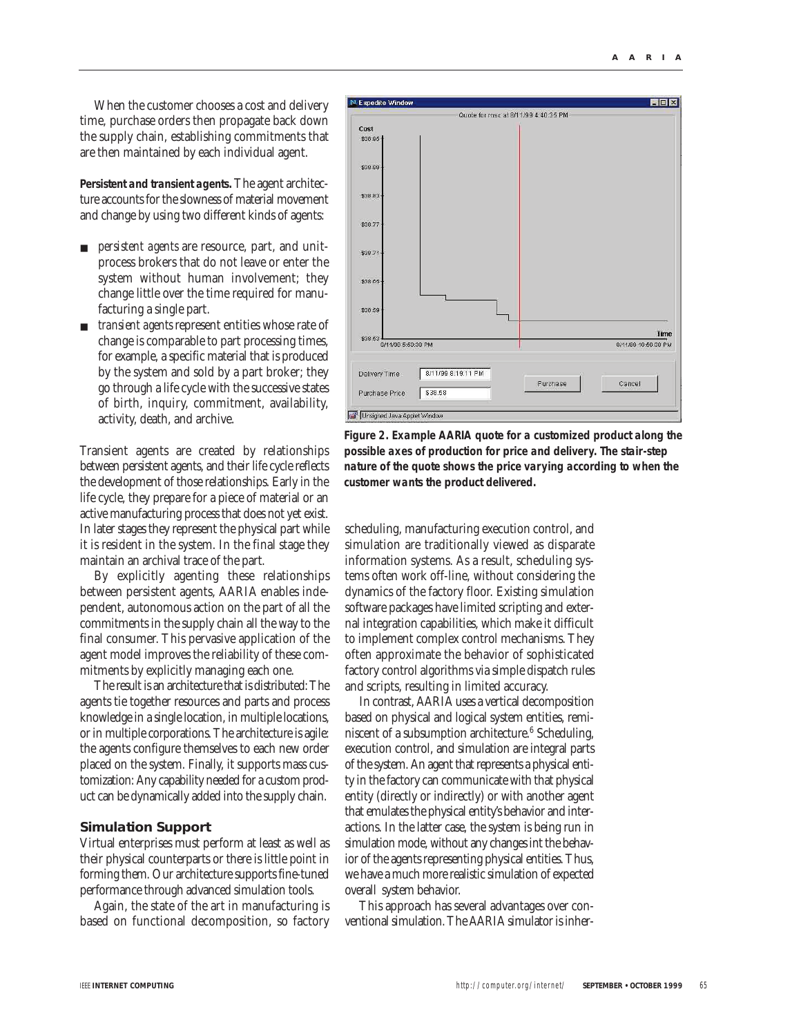When the customer chooses a cost and delivery time, purchase orders then propagate back down the supply chain, establishing commitments that are then maintained by each individual agent.

**Persistent and transient agents.** The agent architecture accounts for the slowness of material movement and change by using two different kinds of agents:

- *persistent agents* are resource, part, and unit-process brokers that do not leave or enter the system without human involvement; they change little over the time required for manufacturing a single part.
- *transient agents* represent entities whose rate of change is comparable to part processing times, for example, a specific material that is produced by the system and sold by a part broker; they go through a life cycle with the successive states of birth, inquiry, commitment, availability, activity, death, and archive.

Transient agents are created by relationships between persistent agents, and their life cycle reflects the development of those relationships. Early in the life cycle, they prepare for a piece of material or an active manufacturing process that does not yet exist. In later stages they represent the physical part while it is resident in the system. In the final stage they maintain an archival trace of the part.

By explicitly agenting these relationships between persistent agents, AARIA enables independent, autonomous action on the part of all the commitments in the supply chain all the way to the final consumer. This pervasive application of the agent model improves the reliability of these commitments by explicitly managing each one.

The result is an architecture that is distributed: The agents tie together resources and parts and process knowledge in a single location, in multiple locations, or in multiple corporations. The architecture is agile: the agents configure themselves to each new order placed on the system. Finally, it supports mass customization: Any capability needed for a custom product can be dynamically added into the supply chain.

## Simulation Support

Virtual enterprises must perform at least as well as their physical counterparts or there is little point in forming them. Our architecture supports fine-tuned performance through advanced simulation tools.

Again, the state of the art in manufacturing is based on functional decomposition, so factory scheduling, manufacturing execution control, and simulation are traditionally viewed as disparate information systems. As a result, scheduling systems often work off-line, without considering the dynamics of the factory floor. Existing simulation software packages have limited scripting and external integration capabilities, which make it difficult to implement complex control mechanisms. They often approximate the behavior of sophisticated factory control algorithms via simple dispatch rules and scripts, resulting in limited accuracy.

In contrast, AARIA uses a vertical decomposition based on physical and logical system entities, reminiscent of a subsumption architecture.[6] Scheduling, execution control, and simulation are integral parts of the system. An agent that represents a physical entity in the factory can communicate with that physical entity (directly or indirectly) or with another agent that emulates the physical entity's behavior and interactions. In the latter case, the system is being run in simulation mode, without any changes int the behavior of the agents representing physical entities. Thus, we have a much more realistic simulation of expected overall system behavior.

This approach has several advantages over conventional simulation. The AARIA simulator is inher-

**Figure 2. Example AARIA quote for a customized product along the possible axes of production for price and delivery. The stair-step nature of the quote shows the price varying according to when the customer wants the product delivered.**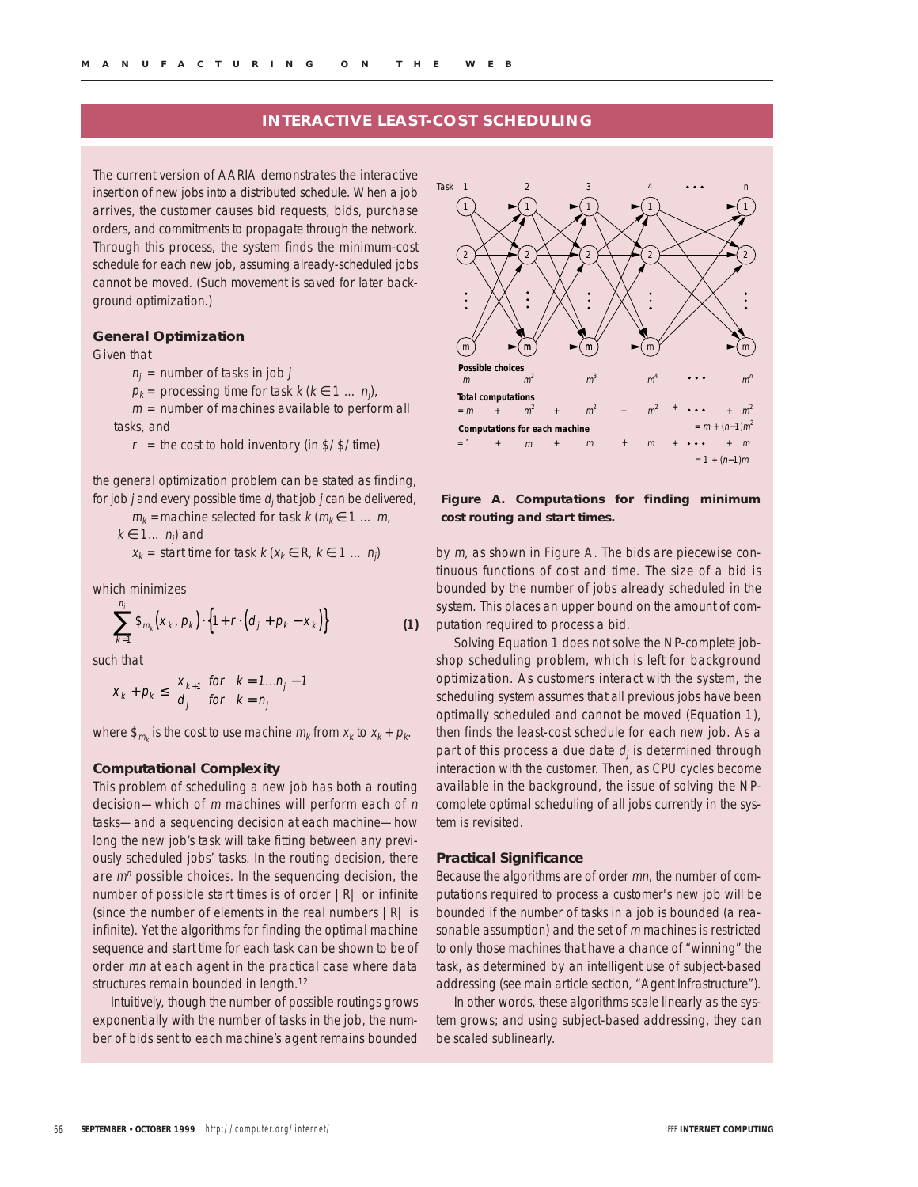## INTERACTIVE LEAST-COST SCHEDULING

The current version of AARIA demonstrates the interactive insertion of new jobs into a distributed schedule. When a job arrives, the customer causes bid requests, bids, purchase orders, and commitments to propagate through the network. Through this process, the system finds the minimum-cost schedule for each new job, assuming already-scheduled jobs cannot be moved. (Such movement is saved for later background optimization.)

### General Optimization

Given that

$n_j$ = number of tasks in job $j$

$p_k$ = processing time for task $k$ ($k \in 1 \ldots n_j$),

$m$ = number of machines available to perform all tasks, and

$r$ = the cost to hold inventory (in \$/\$/time)

the general optimization problem can be stated as finding, for job $j$ and every possible time $d_j$ that job $j$ can be delivered,

$m_k$ = machine selected for task $k$ ($m_k \in 1 \ldots m$, $k \in 1 \ldots n_j$) and

$x_k$ = start time for task $k$ ($x_k \in R$, $k \in 1 \ldots n_j$)

which minimizes

$$\sum_{k=1}^{n_j} \$_{m_k}\left(x_k, p_k\right) \cdot \left\{1 + r \cdot \left(d_j + p_k - x_k\right)\right\} \quad \textbf{(1)}$$

such that

$$x_k + p_k \leq \begin{matrix} x_{k+1} & \text{for} \quad k = 1 \ldots n_j - 1 \\ d_j & \text{for} \quad k = n_j \end{matrix}$$

where $\$_{m_k}$ is the cost to use machine $m_k$ from $x_k$ to $x_k + p_k$.

### Computational Complexity

This problem of scheduling a new job has both a routing decision—which of $m$ machines will perform each of $n$ tasks—and a sequencing decision at each machine—how long the new job's task will take fitting between any previously scheduled jobs' tasks. In the routing decision, there are $m^n$ possible choices. In the sequencing decision, the number of possible start times is of order $|R|$ or infinite (since the number of elements in the real numbers $|R|$ is infinite). Yet the algorithms for finding the optimal machine sequence and start time for each task can be shown to be of order $mn$ at each agent in the practical case where data structures remain bounded in length.[12]

Intuitively, though the number of possible routings grows exponentially with the number of tasks in the job, the number of bids sent to each machine's agent remains bounded by $m$, as shown in Figure A. The bids are piecewise continuous functions of cost and time. The size of a bid is bounded by the number of jobs already scheduled in the system. This places an upper bound on the amount of computation required to process a bid.

Solving Equation 1 does not solve the NP-complete job-shop scheduling problem, which is left for background optimization. As customers interact with the system, the scheduling system assumes that all previous jobs have been optimally scheduled and cannot be moved (Equation 1), then finds the least-cost schedule for each new job. As a part of this process a due date $d_j$ is determined through interaction with the customer. Then, as CPU cycles become available in the background, the issue of solving the NP-complete optimal scheduling of all jobs currently in the system is revisited.

| Task | 1 | 2 | 3 | 4 | ... | n |
|---|---|---|---|---|---|---|
| Possible choices | $m$ | $m^2$ | $m^3$ | $m^4$ | ... | $m^n$ |
| Total computations | $= m$ | $+ m^2$ | $+ m^2$ | $+ m^2$ | $+ \cdots$ | $+ m^2 = m + (n-1)m^2$ |
| Computations for each machine | $= 1$ | $+ m$ | $+ m$ | $+ m$ | $+ \cdots$ | $+ m = 1 + (n-1)m$ |

**Figure A. Computations for finding minimum cost routing and start times.**

### Practical Significance

Because the algorithms are of order $mn$, the number of computations required to process a customer's new job will be bounded if the number of tasks in a job is bounded (a reasonable assumption) and the set of $m$ machines is restricted to only those machines that have a chance of "winning" the task, as determined by an intelligent use of subject-based addressing (see main article section, "Agent Infrastructure").

In other words, these algorithms scale linearly as the system grows; and using subject-based addressing, they can be scaled sublinearly.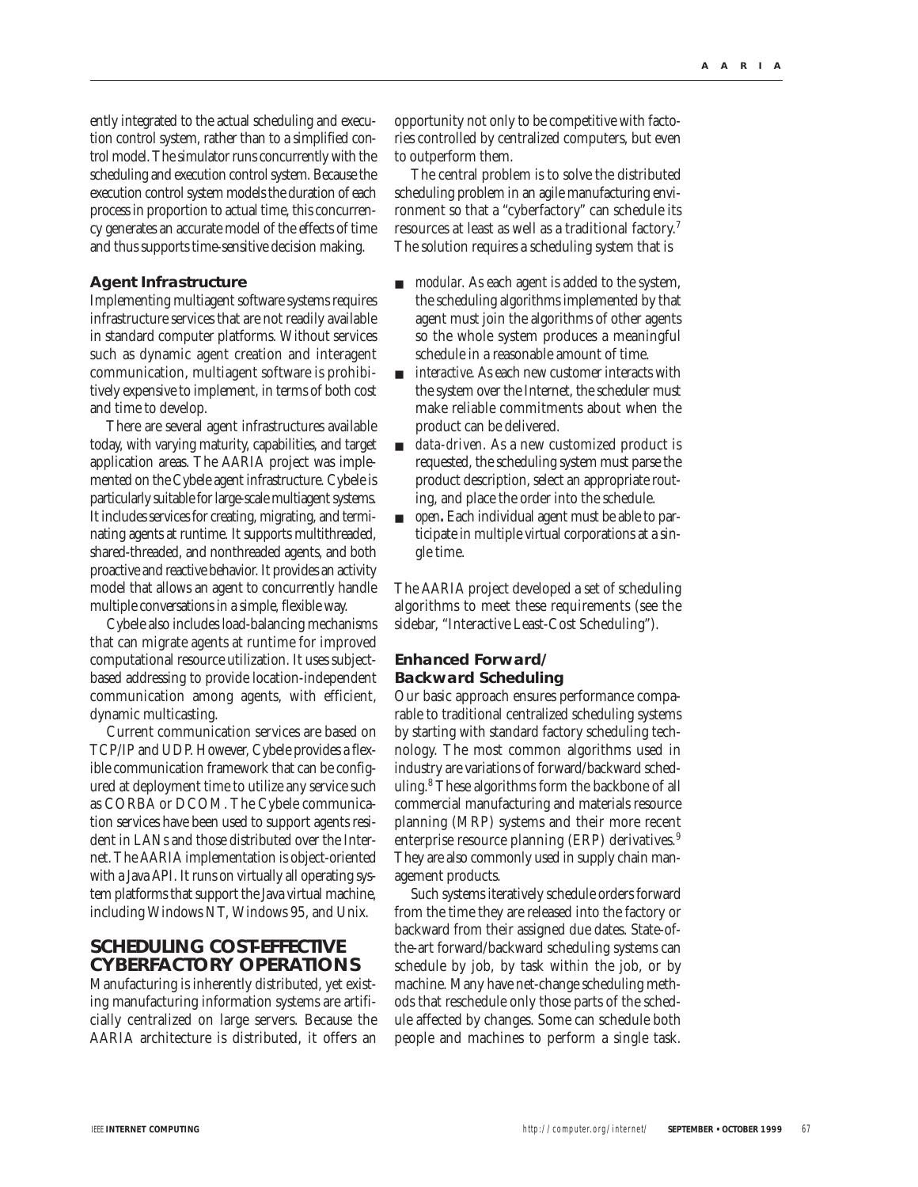ently integrated to the actual scheduling and execution control system, rather than to a simplified control model. The simulator runs concurrently with the scheduling and execution control system. Because the execution control system models the duration of each process in proportion to actual time, this concurrency generates an accurate model of the effects of time and thus supports time-sensitive decision making.

### Agent Infrastructure

Implementing multiagent software systems requires infrastructure services that are not readily available in standard computer platforms. Without services such as dynamic agent creation and interagent communication, multiagent software is prohibitively expensive to implement, in terms of both cost and time to develop.

There are several agent infrastructures available today, with varying maturity, capabilities, and target application areas. The AARIA project was implemented on the Cybele agent infrastructure. Cybele is particularly suitable for large-scale multiagent systems. It includes services for creating, migrating, and terminating agents at runtime. It supports multithreaded, shared-threaded, and nonthreaded agents, and both proactive and reactive behavior. It provides an activity model that allows an agent to concurrently handle multiple conversations in a simple, flexible way.

Cybele also includes load-balancing mechanisms that can migrate agents at runtime for improved computational resource utilization. It uses subject-based addressing to provide location-independent communication among agents, with efficient, dynamic multicasting.

Current communication services are based on TCP/IP and UDP. However, Cybele provides a flexible communication framework that can be configured at deployment time to utilize any service such as CORBA or DCOM. The Cybele communication services have been used to support agents resident in LANs and those distributed over the Internet. The AARIA implementation is object-oriented with a Java API. It runs on virtually all operating system platforms that support the Java virtual machine, including Windows NT, Windows 95, and Unix.

## SCHEDULING COST-EFFECTIVE CYBERFACTORY OPERATIONS

Manufacturing is inherently distributed, yet existing manufacturing information systems are artificially centralized on large servers. Because the AARIA architecture is distributed, it offers an opportunity not only to be competitive with factories controlled by centralized computers, but even to outperform them.

The central problem is to solve the distributed scheduling problem in an agile manufacturing environment so that a "cyberfactory" can schedule its resources at least as well as a traditional factory.[7] The solution requires a scheduling system that is

- *modular*. As each agent is added to the system, the scheduling algorithms implemented by that agent must join the algorithms of other agents so the whole system produces a meaningful schedule in a reasonable amount of time.
- *interactive*. As each new customer interacts with the system over the Internet, the scheduler must make reliable commitments about when the product can be delivered.
- *data-driven*. As a new customized product is requested, the scheduling system must parse the product description, select an appropriate routing, and place the order into the schedule.
- *open***.** Each individual agent must be able to participate in multiple virtual corporations at a single time.

The AARIA project developed a set of scheduling algorithms to meet these requirements (see the sidebar, "Interactive Least-Cost Scheduling").

### Enhanced Forward/Backward Scheduling

Our basic approach ensures performance comparable to traditional centralized scheduling systems by starting with standard factory scheduling technology. The most common algorithms used in industry are variations of forward/backward scheduling.[8] These algorithms form the backbone of all commercial manufacturing and materials resource planning (MRP) systems and their more recent enterprise resource planning (ERP) derivatives.[9] They are also commonly used in supply chain management products.

Such systems iteratively schedule orders forward from the time they are released into the factory or backward from their assigned due dates. State-of-the-art forward/backward scheduling systems can schedule by job, by task within the job, or by machine. Many have net-change scheduling methods that reschedule only those parts of the schedule affected by changes. Some can schedule both people and machines to perform a single task.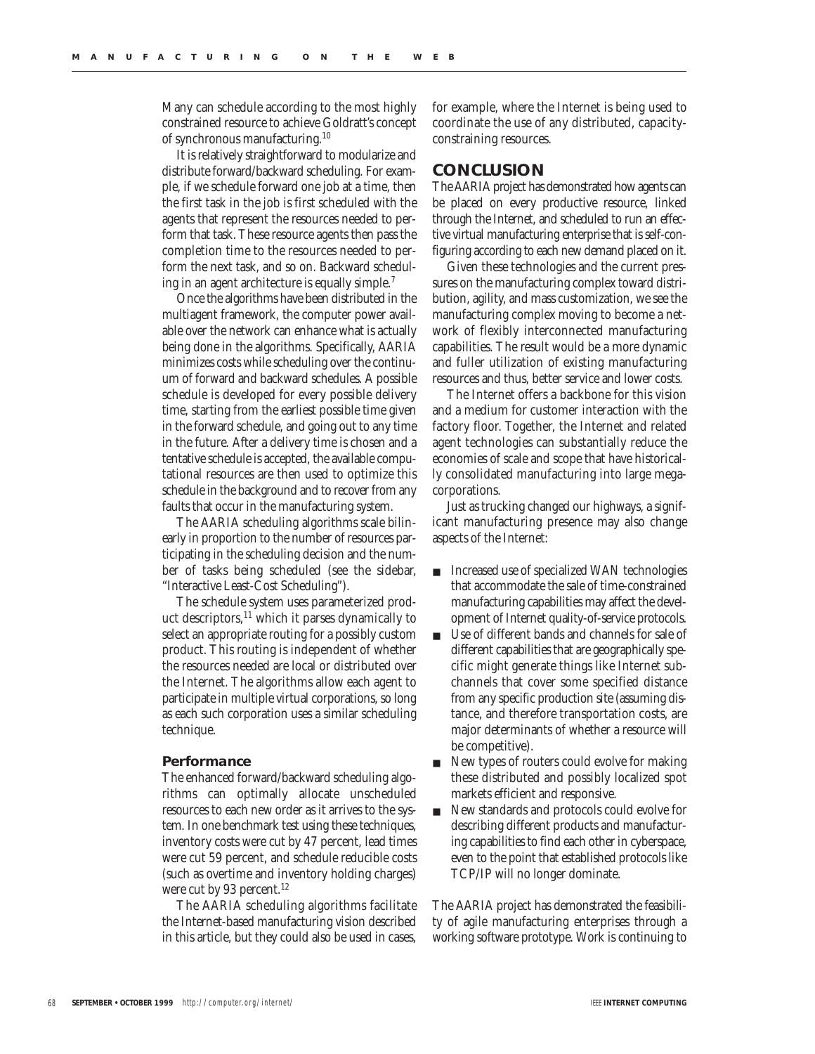Many can schedule according to the most highly constrained resource to achieve Goldratt's concept of synchronous manufacturing.[10]

It is relatively straightforward to modularize and distribute forward/backward scheduling. For example, if we schedule forward one job at a time, then the first task in the job is first scheduled with the agents that represent the resources needed to perform that task. These resource agents then pass the completion time to the resources needed to perform the next task, and so on. Backward scheduling in an agent architecture is equally simple.[7]

Once the algorithms have been distributed in the multiagent framework, the computer power available over the network can enhance what is actually being done in the algorithms. Specifically, AARIA minimizes costs while scheduling over the continuum of forward and backward schedules. A possible schedule is developed for every possible delivery time, starting from the earliest possible time given in the forward schedule, and going out to any time in the future. After a delivery time is chosen and a tentative schedule is accepted, the available computational resources are then used to optimize this schedule in the background and to recover from any faults that occur in the manufacturing system.

The AARIA scheduling algorithms scale bilinearly in proportion to the number of resources participating in the scheduling decision and the number of tasks being scheduled (see the sidebar, "Interactive Least-Cost Scheduling").

The schedule system uses parameterized product descriptors,[11] which it parses dynamically to select an appropriate routing for a possibly custom product. This routing is independent of whether the resources needed are local or distributed over the Internet. The algorithms allow each agent to participate in multiple virtual corporations, so long as each such corporation uses a similar scheduling technique.

### Performance

The enhanced forward/backward scheduling algorithms can optimally allocate unscheduled resources to each new order as it arrives to the system. In one benchmark test using these techniques, inventory costs were cut by 47 percent, lead times were cut 59 percent, and schedule reducible costs (such as overtime and inventory holding charges) were cut by 93 percent.[12]

The AARIA scheduling algorithms facilitate the Internet-based manufacturing vision described in this article, but they could also be used in cases, for example, where the Internet is being used to coordinate the use of any distributed, capacity-constraining resources.

## CONCLUSION

The AARIA project has demonstrated how agents can be placed on every productive resource, linked through the Internet, and scheduled to run an effective virtual manufacturing enterprise that is self-configuring according to each new demand placed on it.

Given these technologies and the current pressures on the manufacturing complex toward distribution, agility, and mass customization, we see the manufacturing complex moving to become a network of flexibly interconnected manufacturing capabilities. The result would be a more dynamic and fuller utilization of existing manufacturing resources and thus, better service and lower costs.

The Internet offers a backbone for this vision and a medium for customer interaction with the factory floor. Together, the Internet and related agent technologies can substantially reduce the economies of scale and scope that have historically consolidated manufacturing into large megacorporations.

Just as trucking changed our highways, a significant manufacturing presence may also change aspects of the Internet:

- Increased use of specialized WAN technologies that accommodate the sale of time-constrained manufacturing capabilities may affect the development of Internet quality-of-service protocols.
- Use of different bands and channels for sale of different capabilities that are geographically specific might generate things like Internet subchannels that cover some specified distance from any specific production site (assuming distance, and therefore transportation costs, are major determinants of whether a resource will be competitive).
- New types of routers could evolve for making these distributed and possibly localized spot markets efficient and responsive.
- New standards and protocols could evolve for describing different products and manufacturing capabilities to find each other in cyberspace, even to the point that established protocols like TCP/IP will no longer dominate.

The AARIA project has demonstrated the feasibility of agile manufacturing enterprises through a working software prototype. Work is continuing to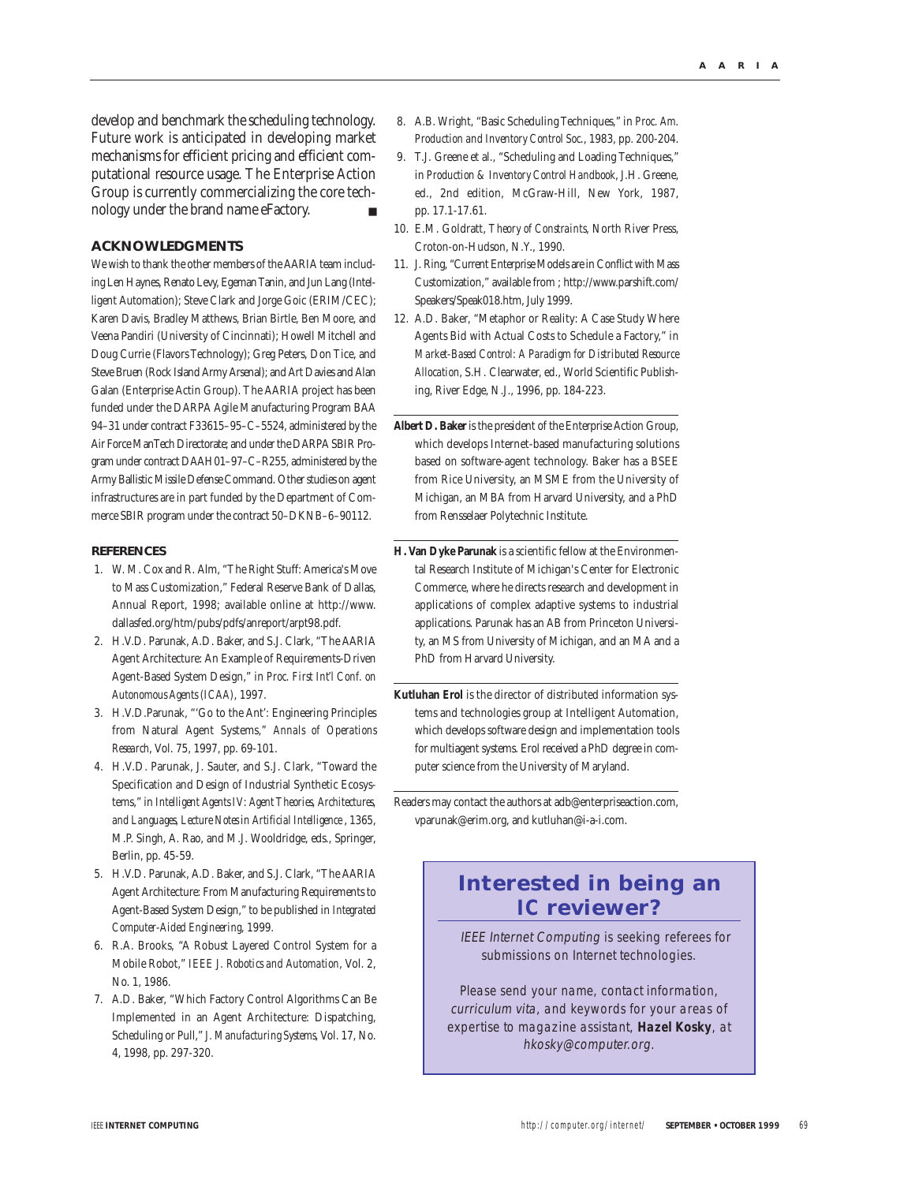develop and benchmark the scheduling technology. Future work is anticipated in developing market mechanisms for efficient pricing and efficient computational resource usage. The Enterprise Action Group is currently commercializing the core technology under the brand name eFactory. ■

## ACKNOWLEDGMENTS

We wish to thank the other members of the AARIA team including Len Haynes, Renato Levy, Egeman Tanin, and Jun Lang (Intelligent Automation); Steve Clark and Jorge Goic (ERIM/CEC); Karen Davis, Bradley Matthews, Brian Birtle, Ben Moore, and Veena Pandiri (University of Cincinnati); Howell Mitchell and Doug Currie (Flavors Technology); Greg Peters, Don Tice, and Steve Bruen (Rock Island Army Arsenal); and Art Davies and Alan Galan (Enterprise Actin Group). The AARIA project has been funded under the DARPA Agile Manufacturing Program BAA 94–31 under contract F33615–95–C–5524, administered by the Air Force ManTech Directorate; and under the DARPA SBIR Program under contract DAAH01–97–C–R255, administered by the Army Ballistic Missile Defense Command. Other studies on agent infrastructures are in part funded by the Department of Commerce SBIR program under the contract 50–DKNB–6–90112.

## REFERENCES

1. W. M. Cox and R. Alm, "The Right Stuff: America's Move to Mass Customization," Federal Reserve Bank of Dallas, Annual Report, 1998; available online at http://www.dallasfed.org/htm/pubs/pdfs/anreport/arpt98.pdf.
2. H.V.D. Parunak, A.D. Baker, and S.J. Clark, "The AARIA Agent Architecture: An Example of Requirements-Driven Agent-Based System Design," in *Proc. First Int'l Conf. on Autonomous Agents (ICAA)*, 1997.
3. H.V.D.Parunak, "'Go to the Ant': Engineering Principles from Natural Agent Systems," *Annals of Operations Research*, Vol. 75, 1997, pp. 69-101.
4. H.V.D. Parunak, J. Sauter, and S.J. Clark, "Toward the Specification and Design of Industrial Synthetic Ecosystems," in *Intelligent Agents IV: Agent Theories, Architectures, and Languages, Lecture Notes in Artificial Intelligence* , 1365, M.P. Singh, A. Rao, and M.J. Wooldridge, eds., Springer, Berlin, pp. 45-59.
5. H.V.D. Parunak, A.D. Baker, and S.J. Clark, "The AARIA Agent Architecture: From Manufacturing Requirements to Agent-Based System Design," to be published in *Integrated Computer-Aided Engineering*, 1999.
6. R.A. Brooks, "A Robust Layered Control System for a Mobile Robot," *IEEE J. Robotics and Automation*, Vol. 2, No. 1, 1986.
7. A.D. Baker, "Which Factory Control Algorithms Can Be Implemented in an Agent Architecture: Dispatching, Scheduling or Pull," *J. Manufacturing Systems*, Vol. 17, No. 4, 1998, pp. 297-320.
8. A.B. Wright, "Basic Scheduling Techniques," in *Proc. Am. Production and Inventory Control Soc.*, 1983, pp. 200-204.
9. T.J. Greene et al., "Scheduling and Loading Techniques," in *Production & Inventory Control Handbook*, J.H. Greene, ed., 2nd edition, McGraw-Hill, New York, 1987, pp. 17.1-17.61.
10. E.M. Goldratt, *Theory of Constraints*, North River Press, Croton-on-Hudson, N.Y., 1990.
11. J. Ring, "Current Enterprise Models are in Conflict with Mass Customization," available from ; http://www.parshift.com/Speakers/Speak018.htm, July 1999.
12. A.D. Baker, "Metaphor or Reality: A Case Study Where Agents Bid with Actual Costs to Schedule a Factory," in *Market-Based Control: A Paradigm for Distributed Resource Allocation*, S.H. Clearwater, ed., World Scientific Publishing, River Edge, N.J., 1996, pp. 184-223.

**Albert D. Baker** is the president of the Enterprise Action Group, which develops Internet-based manufacturing solutions based on software-agent technology. Baker has a BSEE from Rice University, an MSME from the University of Michigan, an MBA from Harvard University, and a PhD from Rensselaer Polytechnic Institute.

**H. Van Dyke Parunak** is a scientific fellow at the Environmental Research Institute of Michigan's Center for Electronic Commerce, where he directs research and development in applications of complex adaptive systems to industrial applications. Parunak has an AB from Princeton University, an MS from University of Michigan, and an MA and a PhD from Harvard University.

**Kutluhan Erol** is the director of distributed information systems and technologies group at Intelligent Automation, which develops software design and implementation tools for multiagent systems. Erol received a PhD degree in computer science from the University of Maryland.

Readers may contact the authors at adb@enterpriseaction.com, vparunak@erim.org, and kutluhan@i-a-i.com.

## Interested in being an IC reviewer?

*IEEE Internet Computing* is seeking referees for submissions on Internet technologies.

*Please send your name, contact information, curriculum vita, and keywords for your areas of expertise to magazine assistant,* ***Hazel Kosky****, at hkosky@computer.org.*